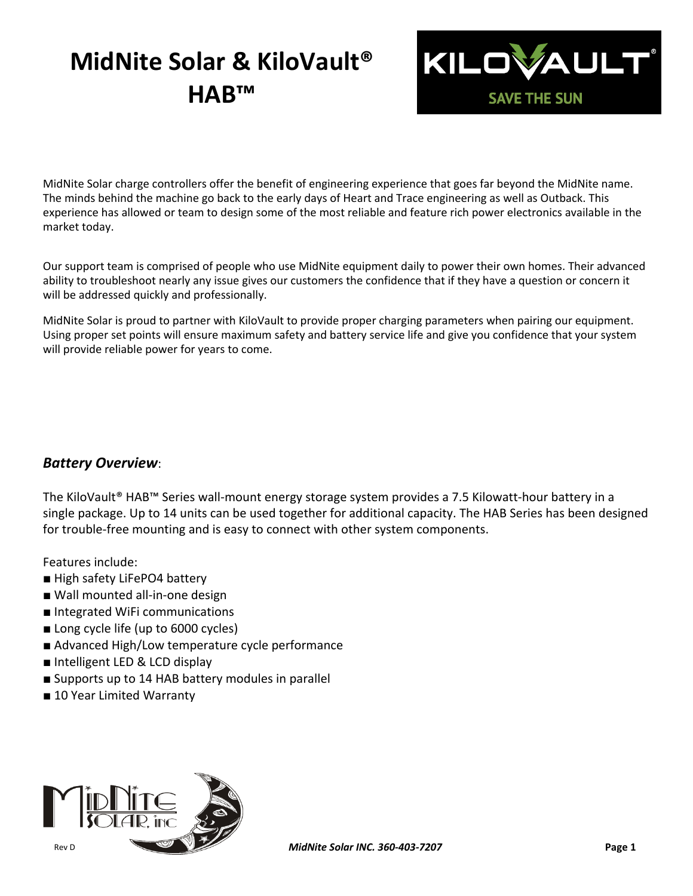# MidNite Solar & KiloVault® HAB™

MidNite Solar charge controllers offer the benefit of engineering experience that goes far beyond the MidNite name. The minds behind the machine go back to the early days of Heart and Trace engineering as well as Outback. This experience has allowed or team to design some of the most reliable and feature rich power electronics available in the market today.

Our support team is comprised of people who use MidNite equipment daily to power their own homes. Their advanced ability to troubleshoot nearly any issue gives our customers the confidence that if they have a question or concern it will be addressed quickly and professionally.

MidNite Solar is proud to partner with KiloVault to provide proper charging parameters when pairing our equipment. Using proper set points will ensure maximum safety and battery service life and give you confidence that your system will provide reliable power for years to come.

## *Battery Overview*:

The KiloVault® HAB™ Series wall-mount energy storage system provides a 7.5 Kilowatt-hour battery in a single package. Up to 14 units can be used together for additional capacity. The HAB Series has been designed for trouble-free mounting and is easy to connect with other system components.

Features include:

- High safety $LiFePO_4$ battery
- Wall mounted all-in-one design
- Integrated WiFi communications
- Long cycle life (up to 6000 cycles)
- Advanced High/Low temperature cycle performance
- Intelligent LED & LCD display
- Supports up to 14 HAB battery modules in parallel
- 10 Year Limited Warranty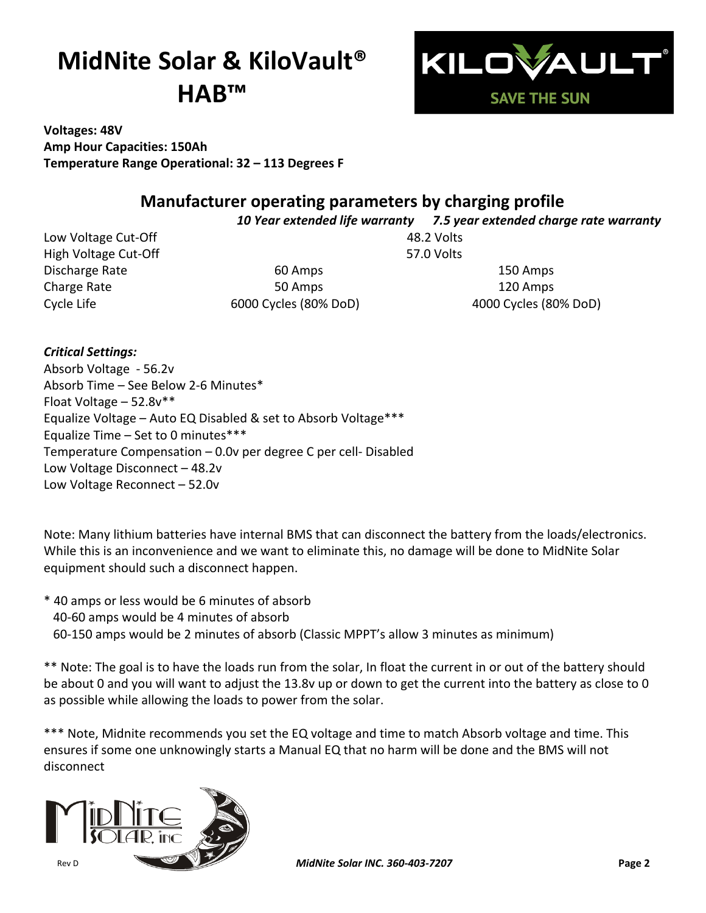# MidNite Solar & KiloVault® HAB™

**Voltages: 48V**
**Amp Hour Capacities: 150Ah**
**Temperature Range Operational: 32 – 113 Degrees F**

## Manufacturer operating parameters by charging profile

| | *10 Year extended life warranty* | *7.5 year extended charge rate warranty* |
|---|---|---|
| Low Voltage Cut-Off | 48.2 Volts | |
| High Voltage Cut-Off | 57.0 Volts | |
| Discharge Rate | 60 Amps | 150 Amps |
| Charge Rate | 50 Amps | 120 Amps |
| Cycle Life | 6000 Cycles (80% DoD) | 4000 Cycles (80% DoD) |

***Critical Settings:***
Absorb Voltage - 56.2v
Absorb Time – See Below 2-6 Minutes*
Float Voltage – 52.8v**
Equalize Voltage – Auto EQ Disabled & set to Absorb Voltage***
Equalize Time – Set to 0 minutes***
Temperature Compensation – 0.0v per degree C per cell- Disabled
Low Voltage Disconnect – 48.2v
Low Voltage Reconnect – 52.0v

Note: Many lithium batteries have internal BMS that can disconnect the battery from the loads/electronics. While this is an inconvenience and we want to eliminate this, no damage will be done to MidNite Solar equipment should such a disconnect happen.

\* 40 amps or less would be 6 minutes of absorb
40-60 amps would be 4 minutes of absorb
60-150 amps would be 2 minutes of absorb (Classic MPPT's allow 3 minutes as minimum)

** Note: The goal is to have the loads run from the solar, In float the current in or out of the battery should be about 0 and you will want to adjust the 13.8v up or down to get the current into the battery as close to 0 as possible while allowing the loads to power from the solar.

*** Note, Midnite recommends you set the EQ voltage and time to match Absorb voltage and time. This ensures if some one unknowingly starts a Manual EQ that no harm will be done and the BMS will not disconnect

Rev D

*MidNite Solar INC. 360-403-7207*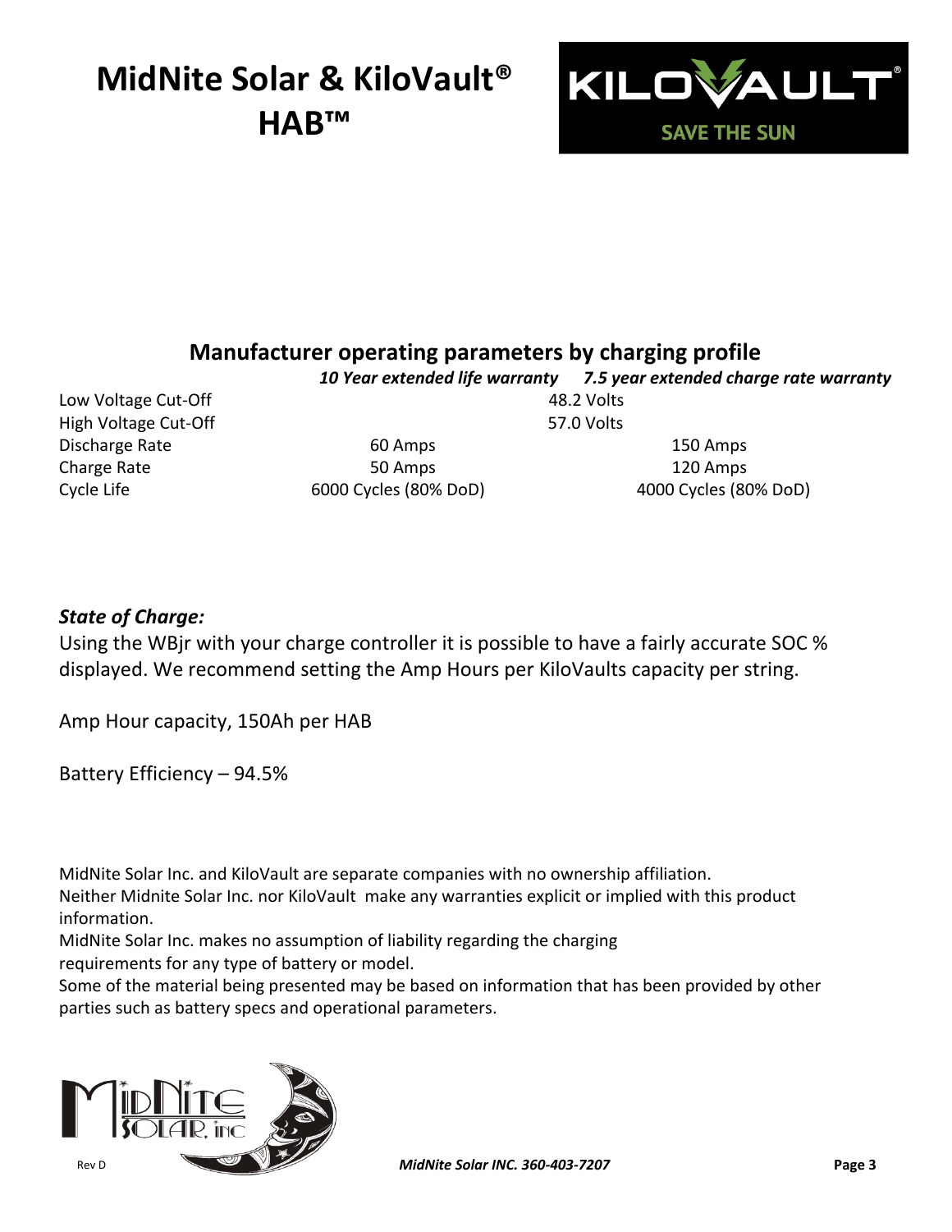# MidNite Solar & KiloVault® HAB™

## Manufacturer operating parameters by charging profile

| | *10 Year extended life warranty* | *7.5 year extended charge rate warranty* |
|---|---|---|
| Low Voltage Cut-Off | 48.2 Volts | |
| High Voltage Cut-Off | 57.0 Volts | |
| Discharge Rate | 60 Amps | 150 Amps |
| Charge Rate | 50 Amps | 120 Amps |
| Cycle Life | 6000 Cycles (80% DoD) | 4000 Cycles (80% DoD) |

***State of Charge:***

Using the WBjr with your charge controller it is possible to have a fairly accurate SOC % displayed. We recommend setting the Amp Hours per KiloVaults capacity per string.

Amp Hour capacity, 150Ah per HAB

Battery Efficiency – 94.5%

MidNite Solar Inc. and KiloVault are separate companies with no ownership affiliation.
Neither Midnite Solar Inc. nor KiloVault make any warranties explicit or implied with this product information.
MidNite Solar Inc. makes no assumption of liability regarding the charging requirements for any type of battery or model.
Some of the material being presented may be based on information that has been provided by other parties such as battery specs and operational parameters.

Rev D

***MidNite Solar INC. 360-403-7207***